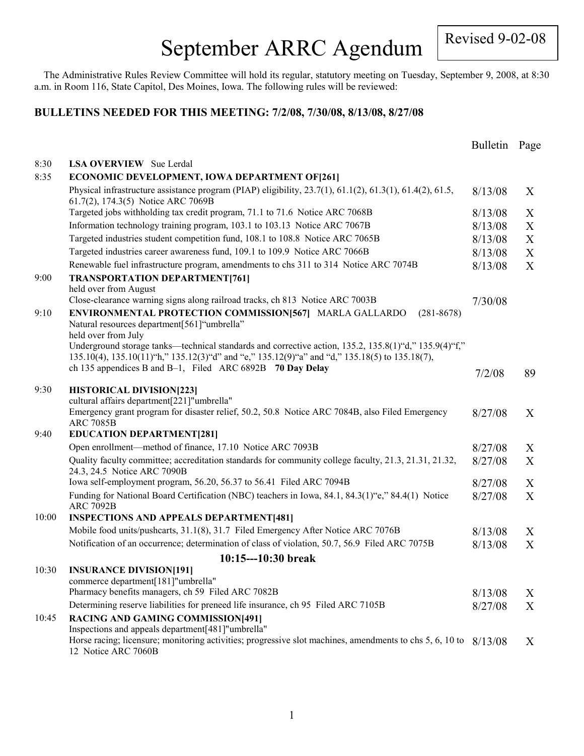# September ARRC Agendum

Revised 9-02-08

The Administrative Rules Review Committee will hold its regular, statutory meeting on Tuesday, September 9, 2008, at 8:30 a.m. in Room 116, State Capitol, Des Moines, Iowa. The following rules will be reviewed:

**BULLETINS NEEDED FOR THIS MEETING: 7/2/08, 7/30/08, 8/13/08, 8/27/08**

| | | Bulletin | Page |
|---|---|---|---|
| 8:30 | **LSA OVERVIEW** Sue Lerdal | | |
| 8:35 | **ECONOMIC DEVELOPMENT, IOWA DEPARTMENT OF[261]** | | |
| | Physical infrastructure assistance program (PIAP) eligibility, 23.7(1), 61.1(2), 61.3(1), 61.4(2), 61.5, 61.7(2), 174.3(5) Notice ARC 7069B | 8/13/08 | X |
| | Targeted jobs withholding tax credit program, 71.1 to 71.6 Notice ARC 7068B | 8/13/08 | X |
| | Information technology training program, 103.1 to 103.13 Notice ARC 7067B | 8/13/08 | X |
| | Targeted industries student competition fund, 108.1 to 108.8 Notice ARC 7065B | 8/13/08 | X |
| | Targeted industries career awareness fund, 109.1 to 109.9 Notice ARC 7066B | 8/13/08 | X |
| | Renewable fuel infrastructure program, amendments to chs 311 to 314 Notice ARC 7074B | 8/13/08 | X |
| 9:00 | **TRANSPORTATION DEPARTMENT[761]** | | |
| | held over from August | | |
| | Close-clearance warning signs along railroad tracks, ch 813 Notice ARC 7003B | 7/30/08 | |
| 9:10 | **ENVIRONMENTAL PROTECTION COMMISSION[567]** MARLA GALLARDO (281-8678) | | |
| | Natural resources department[561]"umbrella" | | |
| | held over from July | | |
| | Underground storage tanks—technical standards and corrective action, 135.2, 135.8(1)"d," 135.9(4)"f," 135.10(4), 135.10(11)"h," 135.12(3)"d" and "e," 135.12(9)"a" and "d," 135.18(5) to 135.18(7), ch 135 appendices B and B–1, Filed ARC 6892B **70 Day Delay** | 7/2/08 | 89 |
| 9:30 | **HISTORICAL DIVISION[223]** | | |
| | cultural affairs department[221]"umbrella" | | |
| | Emergency grant program for disaster relief, 50.2, 50.8 Notice ARC 7084B, also Filed Emergency ARC 7085B | 8/27/08 | X |
| 9:40 | **EDUCATION DEPARTMENT[281]** | | |
| | Open enrollment—method of finance, 17.10 Notice ARC 7093B | 8/27/08 | X |
| | Quality faculty committee; accreditation standards for community college faculty, 21.3, 21.31, 21.32, 24.3, 24.5 Notice ARC 7090B | 8/27/08 | X |
| | Iowa self-employment program, 56.20, 56.37 to 56.41 Filed ARC 7094B | 8/27/08 | X |
| | Funding for National Board Certification (NBC) teachers in Iowa, 84.1, 84.3(1)"e," 84.4(1) Notice ARC 7092B | 8/27/08 | X |
| 10:00 | **INSPECTIONS AND APPEALS DEPARTMENT[481]** | | |
| | Mobile food units/pushcarts, 31.1(8), 31.7 Filed Emergency After Notice ARC 7076B | 8/13/08 | X |
| | Notification of an occurrence; determination of class of violation, 50.7, 56.9 Filed ARC 7075B | 8/13/08 | X |
| | **10:15---10:30 break** | | |
| 10:30 | **INSURANCE DIVISION[191]** | | |
| | commerce department[181]"umbrella" | | |
| | Pharmacy benefits managers, ch 59 Filed ARC 7082B | 8/13/08 | X |
| | Determining reserve liabilities for preneed life insurance, ch 95 Filed ARC 7105B | 8/27/08 | X |
| 10:45 | **RACING AND GAMING COMMISSION[491]** | | |
| | Inspections and appeals department[481]"umbrella" | | |
| | Horse racing; licensure; monitoring activities; progressive slot machines, amendments to chs 5, 6, 10 to 12 Notice ARC 7060B | 8/13/08 | X |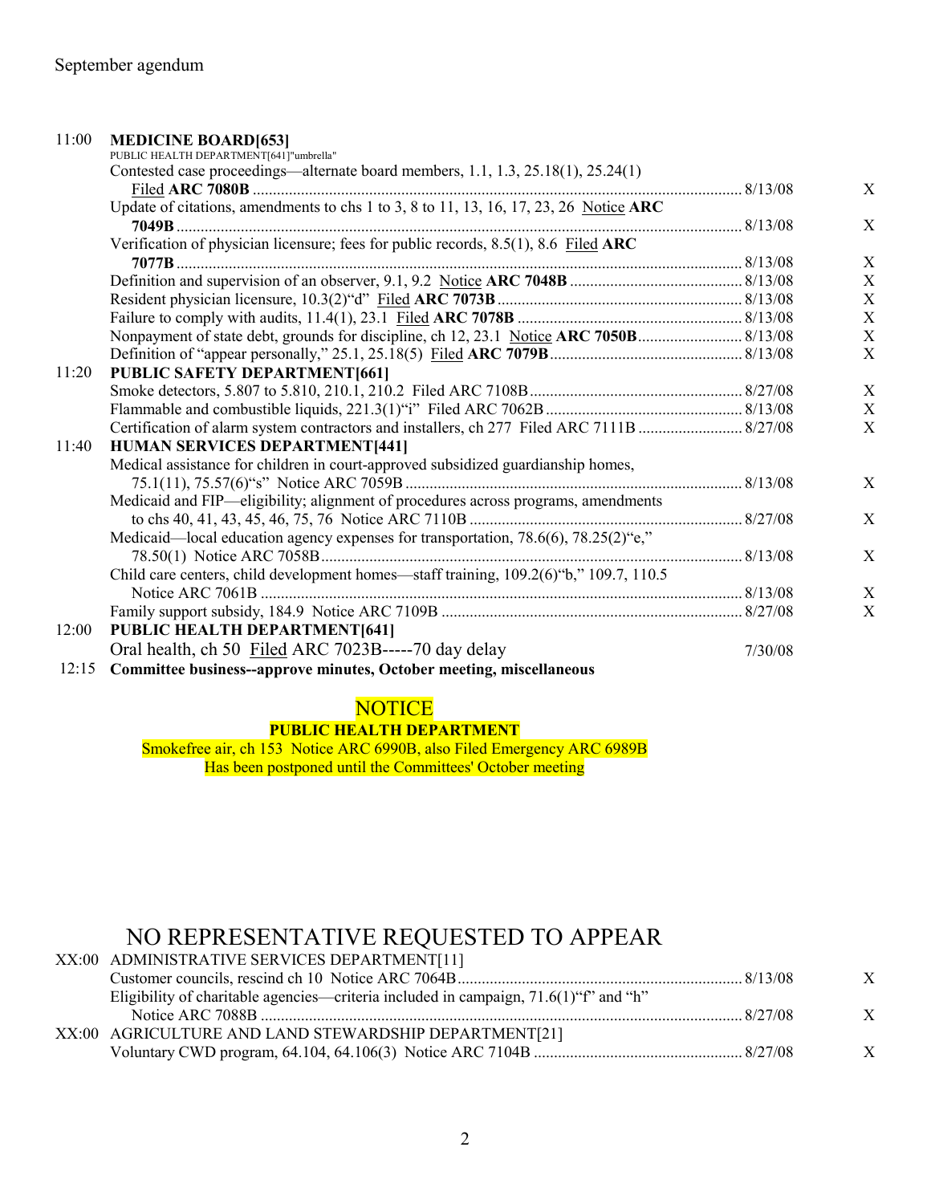September agendum

| Time | Item | Date | |
|---|---|---|---|
| 11:00 | **MEDICINE BOARD[653]**<br>PUBLIC HEALTH DEPARTMENT[641]"umbrella" | | |
| | Contested case proceedings—alternate board members, 1.1, 1.3, 25.18(1), 25.24(1) Filed **ARC 7080B** | 8/13/08 | X |
| | Update of citations, amendments to chs 1 to 3, 8 to 11, 13, 16, 17, 23, 26 Notice **ARC 7049B** | 8/13/08 | X |
| | Verification of physician licensure; fees for public records, 8.5(1), 8.6 Filed **ARC 7077B** | 8/13/08 | X |
| | Definition and supervision of an observer, 9.1, 9.2 Notice **ARC 7048B** | 8/13/08 | X |
| | Resident physician licensure, 10.3(2)"d" Filed **ARC 7073B** | 8/13/08 | X |
| | Failure to comply with audits, 11.4(1), 23.1 Filed **ARC 7078B** | 8/13/08 | X |
| | Nonpayment of state debt, grounds for discipline, ch 12, 23.1 Notice **ARC 7050B** | 8/13/08 | X |
| | Definition of "appear personally," 25.1, 25.18(5) Filed **ARC 7079B** | 8/13/08 | X |
| 11:20 | **PUBLIC SAFETY DEPARTMENT[661]** | | |
| | Smoke detectors, 5.807 to 5.810, 210.1, 210.2 Filed ARC 7108B | 8/27/08 | X |
| | Flammable and combustible liquids, 221.3(1)"i" Filed ARC 7062B | 8/13/08 | X |
| | Certification of alarm system contractors and installers, ch 277 Filed ARC 7111B | 8/27/08 | X |
| 11:40 | **HUMAN SERVICES DEPARTMENT[441]** | | |
| | Medical assistance for children in court-approved subsidized guardianship homes, 75.1(11), 75.57(6)"s" Notice ARC 7059B | 8/13/08 | X |
| | Medicaid and FIP—eligibility; alignment of procedures across programs, amendments to chs 40, 41, 43, 45, 46, 75, 76 Notice ARC 7110B | 8/27/08 | X |
| | Medicaid—local education agency expenses for transportation, 78.6(6), 78.25(2)"e," 78.50(1) Notice ARC 7058B | 8/13/08 | X |
| | Child care centers, child development homes—staff training, 109.2(6)"b," 109.7, 110.5 Notice ARC 7061B | 8/13/08 | X |
| | Family support subsidy, 184.9 Notice ARC 7109B | 8/27/08 | X |
| 12:00 | **PUBLIC HEALTH DEPARTMENT[641]** | | |
| | Oral health, ch 50 Filed ARC 7023B-----70 day delay | 7/30/08 | |
| 12:15 | **Committee business--approve minutes, October meeting, miscellaneous** | | |

NOTICE

**PUBLIC HEALTH DEPARTMENT**

Smokefree air, ch 153 Notice ARC 6990B, also Filed Emergency ARC 6989B
Has been postponed until the Committees' October meeting

## NO REPRESENTATIVE REQUESTED TO APPEAR

| Time | Item | Date | |
|---|---|---|---|
| XX:00 | ADMINISTRATIVE SERVICES DEPARTMENT[11] | | |
| | Customer councils, rescind ch 10 Notice ARC 7064B | 8/13/08 | X |
| | Eligibility of charitable agencies—criteria included in campaign, 71.6(1)"f" and "h" Notice ARC 7088B | 8/27/08 | X |
| XX:00 | AGRICULTURE AND LAND STEWARDSHIP DEPARTMENT[21] | | |
| | Voluntary CWD program, 64.104, 64.106(3) Notice ARC 7104B | 8/27/08 | X |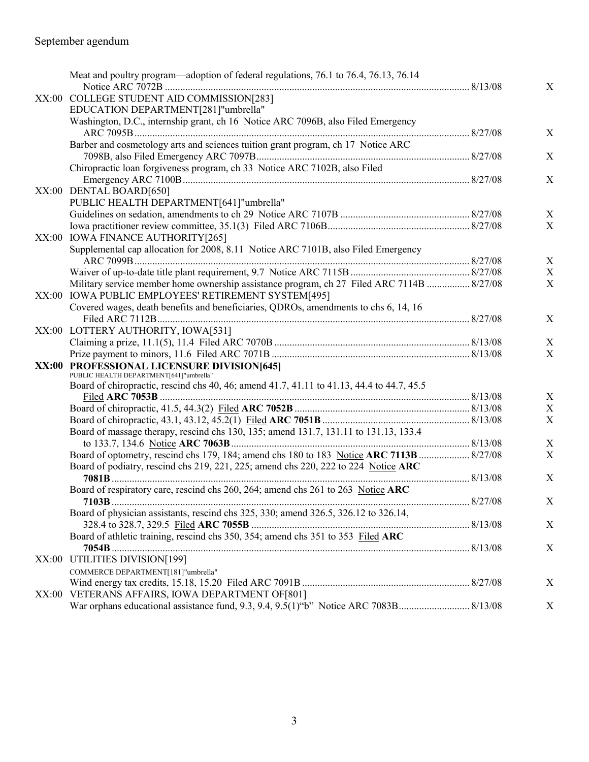September agendum

Meat and poultry program—adoption of federal regulations, 76.1 to 76.4, 76.13, 76.14
Notice ARC 7072B ........ 8/13/08 X

XX:00 COLLEGE STUDENT AID COMMISSION[283]
EDUCATION DEPARTMENT[281]"umbrella"
Washington, D.C., internship grant, ch 16 Notice ARC 7096B, also Filed Emergency ARC 7095B ........ 8/27/08 X
Barber and cosmetology arts and sciences tuition grant program, ch 17 Notice ARC 7098B, also Filed Emergency ARC 7097B ........ 8/27/08 X
Chiropractic loan forgiveness program, ch 33 Notice ARC 7102B, also Filed Emergency ARC 7100B ........ 8/27/08 X

XX:00 DENTAL BOARD[650]
PUBLIC HEALTH DEPARTMENT[641]"umbrella"
Guidelines on sedation, amendments to ch 29 Notice ARC 7107B ........ 8/27/08 X
Iowa practitioner review committee, 35.1(3) Filed ARC 7106B ........ 8/27/08 X

XX:00 IOWA FINANCE AUTHORITY[265]
Supplemental cap allocation for 2008, 8.11 Notice ARC 7101B, also Filed Emergency ARC 7099B ........ 8/27/08 X
Waiver of up-to-date title plant requirement, 9.7 Notice ARC 7115B ........ 8/27/08 X
Military service member home ownership assistance program, ch 27 Filed ARC 7114B ........ 8/27/08 X

XX:00 IOWA PUBLIC EMPLOYEES' RETIREMENT SYSTEM[495]
Covered wages, death benefits and beneficiaries, QDROs, amendments to chs 6, 14, 16
Filed ARC 7112B ........ 8/27/08 X

XX:00 LOTTERY AUTHORITY, IOWA[531]
Claiming a prize, 11.1(5), 11.4 Filed ARC 7070B ........ 8/13/08 X
Prize payment to minors, 11.6 Filed ARC 7071B ........ 8/13/08 X

**XX:00 PROFESSIONAL LICENSURE DIVISION[645]**
PUBLIC HEALTH DEPARTMENT[641]"umbrella"
Board of chiropractic, rescind chs 40, 46; amend 41.7, 41.11 to 41.13, 44.4 to 44.7, 45.5
Filed **ARC 7053B** ........ 8/13/08 X
Board of chiropractic, 41.5, 44.3(2) Filed **ARC 7052B** ........ 8/13/08 X
Board of chiropractic, 43.1, 43.12, 45.2(1) Filed **ARC 7051B** ........ 8/13/08 X
Board of massage therapy, rescind chs 130, 135; amend 131.7, 131.11 to 131.13, 133.4 to 133.7, 134.6 Notice **ARC 7063B** ........ 8/13/08 X
Board of optometry, rescind chs 179, 184; amend chs 180 to 183 Notice **ARC 7113B** ........ 8/27/08 X
Board of podiatry, rescind chs 219, 221, 225; amend chs 220, 222 to 224 Notice **ARC 7081B** ........ 8/13/08 X
Board of respiratory care, rescind chs 260, 264; amend chs 261 to 263 Notice **ARC 7103B** ........ 8/27/08 X
Board of physician assistants, rescind chs 325, 330; amend 326.5, 326.12 to 326.14, 328.4 to 328.7, 329.5 Filed **ARC 7055B** ........ 8/13/08 X
Board of athletic training, rescind chs 350, 354; amend chs 351 to 353 Filed **ARC 7054B** ........ 8/13/08 X

XX:00 UTILITIES DIVISION[199]
COMMERCE DEPARTMENT[181]"umbrella"
Wind energy tax credits, 15.18, 15.20 Filed ARC 7091B ........ 8/27/08 X

XX:00 VETERANS AFFAIRS, IOWA DEPARTMENT OF[801]
War orphans educational assistance fund, 9.3, 9.4, 9.5(1)"b" Notice ARC 7083B ........ 8/13/08 X